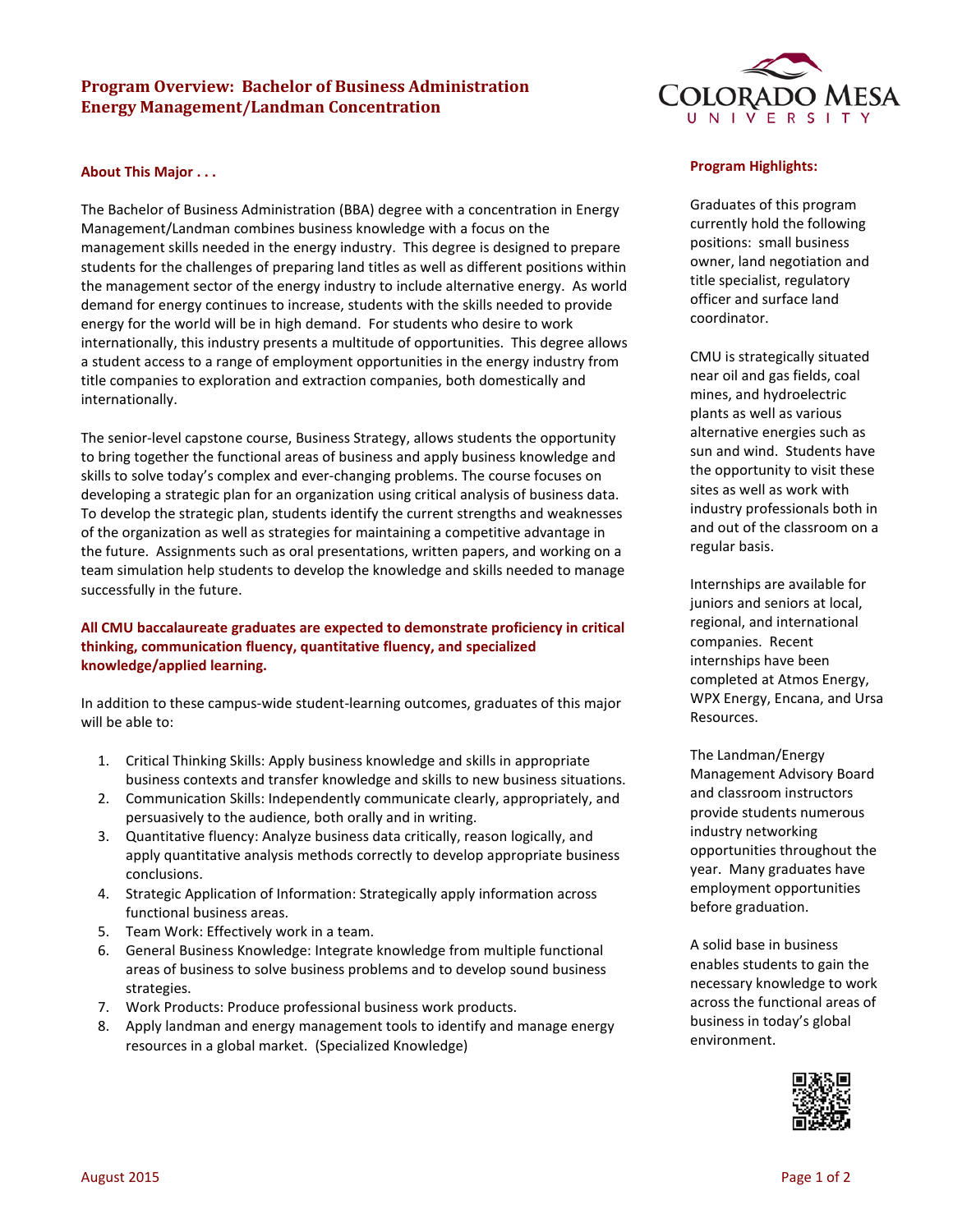# Program Overview: Bachelor of Business Administration Energy Management/Landman Concentration

## About This Major . . .

The Bachelor of Business Administration (BBA) degree with a concentration in Energy Management/Landman combines business knowledge with a focus on the management skills needed in the energy industry. This degree is designed to prepare students for the challenges of preparing land titles as well as different positions within the management sector of the energy industry to include alternative energy. As world demand for energy continues to increase, students with the skills needed to provide energy for the world will be in high demand. For students who desire to work internationally, this industry presents a multitude of opportunities. This degree allows a student access to a range of employment opportunities in the energy industry from title companies to exploration and extraction companies, both domestically and internationally.

The senior-level capstone course, Business Strategy, allows students the opportunity to bring together the functional areas of business and apply business knowledge and skills to solve today's complex and ever-changing problems. The course focuses on developing a strategic plan for an organization using critical analysis of business data. To develop the strategic plan, students identify the current strengths and weaknesses of the organization as well as strategies for maintaining a competitive advantage in the future. Assignments such as oral presentations, written papers, and working on a team simulation help students to develop the knowledge and skills needed to manage successfully in the future.

**All CMU baccalaureate graduates are expected to demonstrate proficiency in critical thinking, communication fluency, quantitative fluency, and specialized knowledge/applied learning.**

In addition to these campus-wide student-learning outcomes, graduates of this major will be able to:

1. Critical Thinking Skills: Apply business knowledge and skills in appropriate business contexts and transfer knowledge and skills to new business situations.
2. Communication Skills: Independently communicate clearly, appropriately, and persuasively to the audience, both orally and in writing.
3. Quantitative fluency: Analyze business data critically, reason logically, and apply quantitative analysis methods correctly to develop appropriate business conclusions.
4. Strategic Application of Information: Strategically apply information across functional business areas.
5. Team Work: Effectively work in a team.
6. General Business Knowledge: Integrate knowledge from multiple functional areas of business to solve business problems and to develop sound business strategies.
7. Work Products: Produce professional business work products.
8. Apply landman and energy management tools to identify and manage energy resources in a global market. (Specialized Knowledge)

## Program Highlights:

Graduates of this program currently hold the following positions: small business owner, land negotiation and title specialist, regulatory officer and surface land coordinator.

CMU is strategically situated near oil and gas fields, coal mines, and hydroelectric plants as well as various alternative energies such as sun and wind. Students have the opportunity to visit these sites as well as work with industry professionals both in and out of the classroom on a regular basis.

Internships are available for juniors and seniors at local, regional, and international companies. Recent internships have been completed at Atmos Energy, WPX Energy, Encana, and Ursa Resources.

The Landman/Energy Management Advisory Board and classroom instructors provide students numerous industry networking opportunities throughout the year. Many graduates have employment opportunities before graduation.

A solid base in business enables students to gain the necessary knowledge to work across the functional areas of business in today's global environment.

August 2015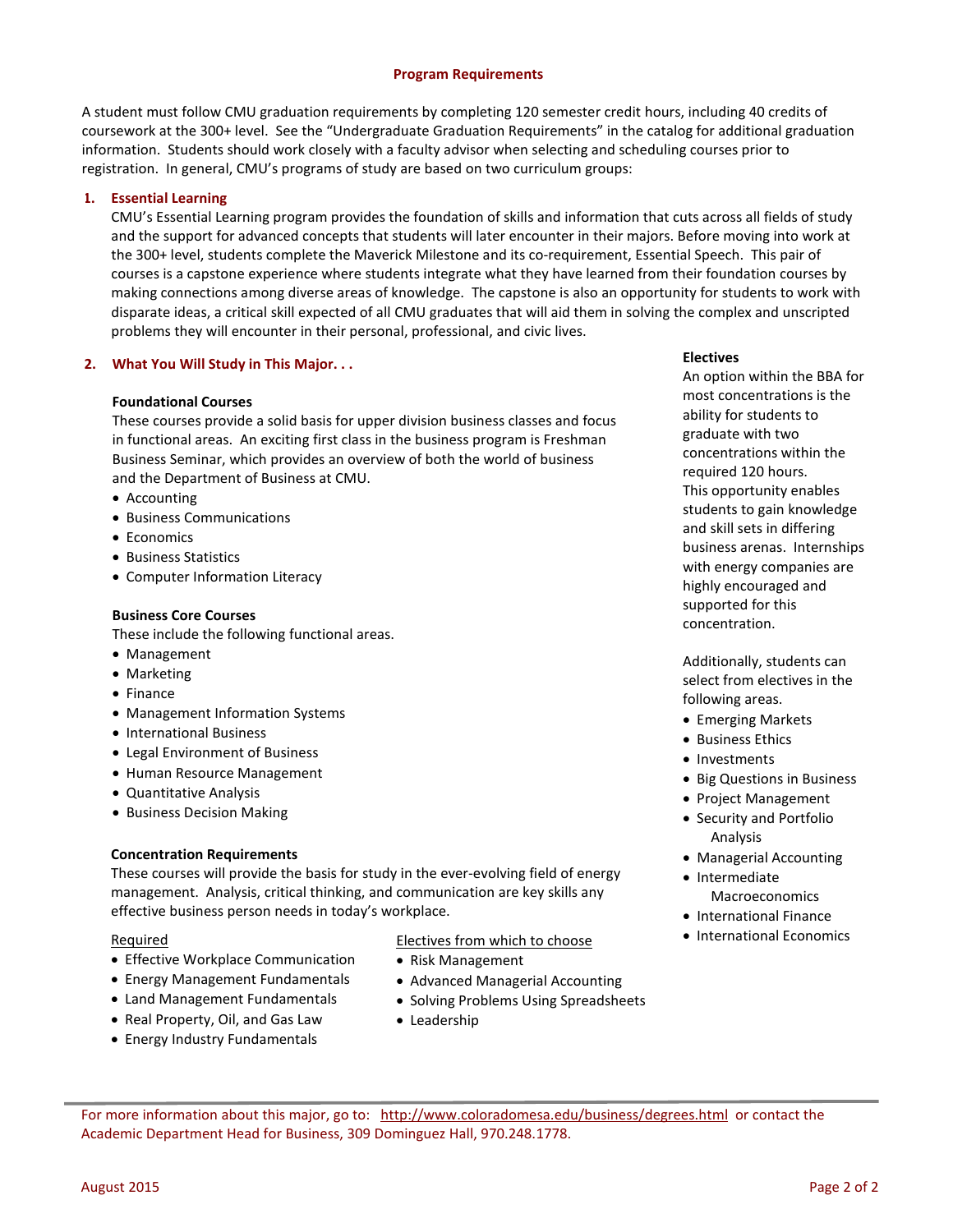## Program Requirements

A student must follow CMU graduation requirements by completing 120 semester credit hours, including 40 credits of coursework at the 300+ level. See the "Undergraduate Graduation Requirements" in the catalog for additional graduation information. Students should work closely with a faculty advisor when selecting and scheduling courses prior to registration. In general, CMU's programs of study are based on two curriculum groups:

### 1. Essential Learning

CMU's Essential Learning program provides the foundation of skills and information that cuts across all fields of study and the support for advanced concepts that students will later encounter in their majors. Before moving into work at the 300+ level, students complete the Maverick Milestone and its co-requirement, Essential Speech. This pair of courses is a capstone experience where students integrate what they have learned from their foundation courses by making connections among diverse areas of knowledge. The capstone is also an opportunity for students to work with disparate ideas, a critical skill expected of all CMU graduates that will aid them in solving the complex and unscripted problems they will encounter in their personal, professional, and civic lives.

### 2. What You Will Study in This Major. . .

**Foundational Courses**

These courses provide a solid basis for upper division business classes and focus in functional areas. An exciting first class in the business program is Freshman Business Seminar, which provides an overview of both the world of business and the Department of Business at CMU.

- Accounting
- Business Communications
- Economics
- Business Statistics
- Computer Information Literacy

**Business Core Courses**

These include the following functional areas.

- Management
- Marketing
- Finance
- Management Information Systems
- International Business
- Legal Environment of Business
- Human Resource Management
- Quantitative Analysis
- Business Decision Making

**Concentration Requirements**

These courses will provide the basis for study in the ever-evolving field of energy management. Analysis, critical thinking, and communication are key skills any effective business person needs in today's workplace.

Required

- Effective Workplace Communication
- Energy Management Fundamentals
- Land Management Fundamentals
- Real Property, Oil, and Gas Law
- Energy Industry Fundamentals

Electives from which to choose

- Risk Management
- Advanced Managerial Accounting
- Solving Problems Using Spreadsheets
- Leadership

**Electives**

An option within the BBA for most concentrations is the ability for students to graduate with two concentrations within the required 120 hours. This opportunity enables students to gain knowledge and skill sets in differing business arenas. Internships with energy companies are highly encouraged and supported for this concentration.

Additionally, students can select from electives in the following areas.

- Emerging Markets
- Business Ethics
- Investments
- Big Questions in Business
- Project Management
- Security and Portfolio Analysis
- Managerial Accounting
- Intermediate Macroeconomics
- International Finance
- International Economics

For more information about this major, go to: http://www.coloradomesa.edu/business/degrees.html or contact the Academic Department Head for Business, 309 Dominguez Hall, 970.248.1778.

August 2015